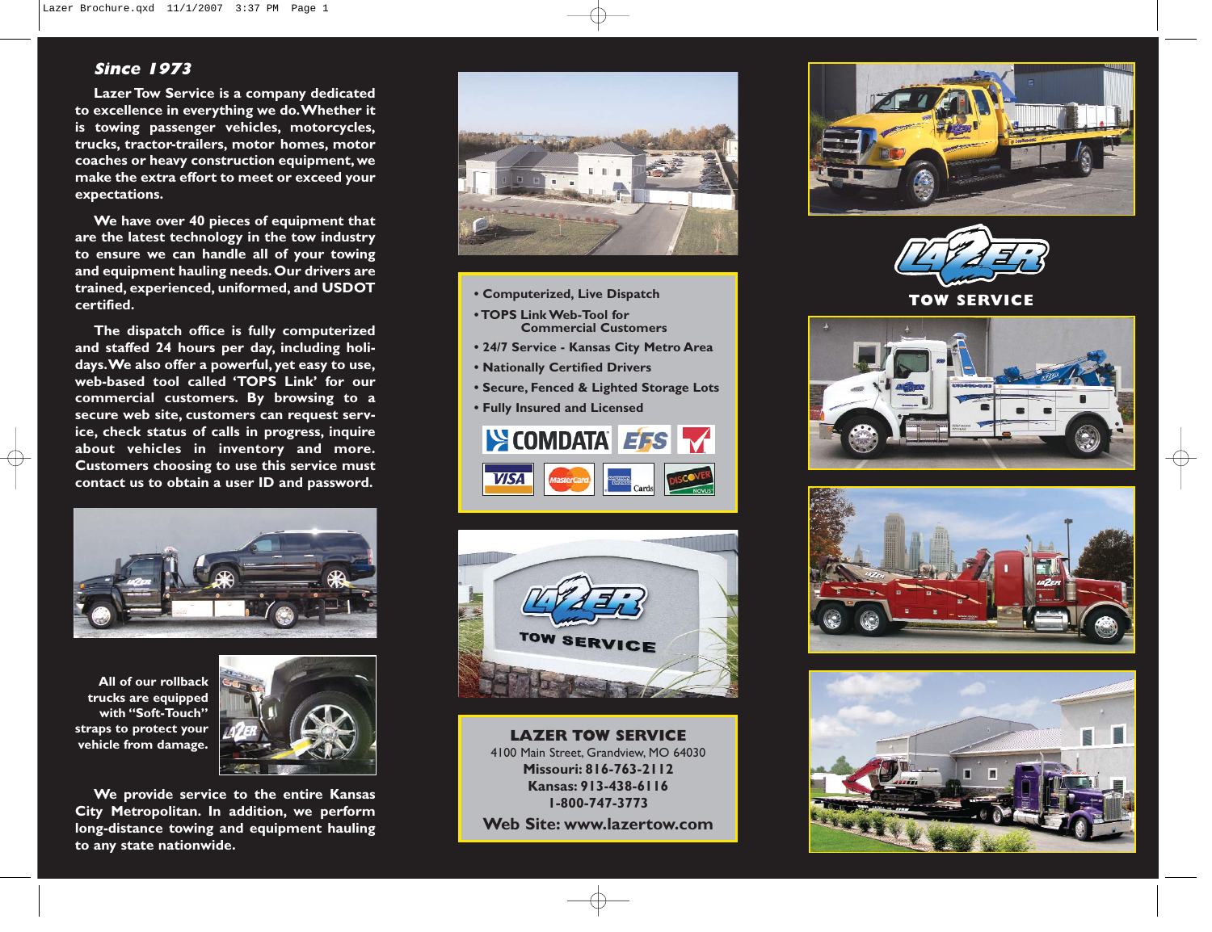## *Since 1973*

**Lazer Tow Service is a company dedicated to excellence in everything we do. Whether it is towing passenger vehicles, motorcycles, trucks, tractor-trailers, motor homes, motor coaches or heavy construction equipment, we make the extra effort to meet or exceed your expectations.**

**We have over 40 pieces of equipment that are the latest technology in the tow industry to ensure we can handle all of your towing and equipment hauling needs. Our drivers are trained, experienced, uniformed, and USDOT certified.**

**The dispatch office is fully computerized and staffed 24 hours per day, including holidays. We also offer a powerful, yet easy to use, web-based tool called 'TOPS Link' for our commercial customers. By browsing to a secure web site, customers can request service, check status of calls in progress, inquire about vehicles in inventory and more. Customers choosing to use this service must contact us to obtain a user ID and password.**

**All of our rollback trucks are equipped with "Soft-Touch" straps to protect your vehicle from damage.**

**We provide service to the entire Kansas City Metropolitan. In addition, we perform long-distance towing and equipment hauling to any state nationwide.**

- **Computerized, Live Dispatch**
- **TOPS Link Web-Tool for Commercial Customers**
- **24/7 Service - Kansas City Metro Area**
- **Nationally Certified Drivers**
- **Secure, Fenced & Lighted Storage Lots**
- **Fully Insured and Licensed**

COMDATA EFS VISA MasterCard American Express Cards DISCOVER NOVUS

TOW SERVICE

**LAZER TOW SERVICE**
4100 Main Street, Grandview, MO 64030
**Missouri: 816-763-2112**
**Kansas: 913-438-6116**
**1-800-747-3773**
**Web Site: www.lazertow.com**

**LAZER**
**TOW SERVICE**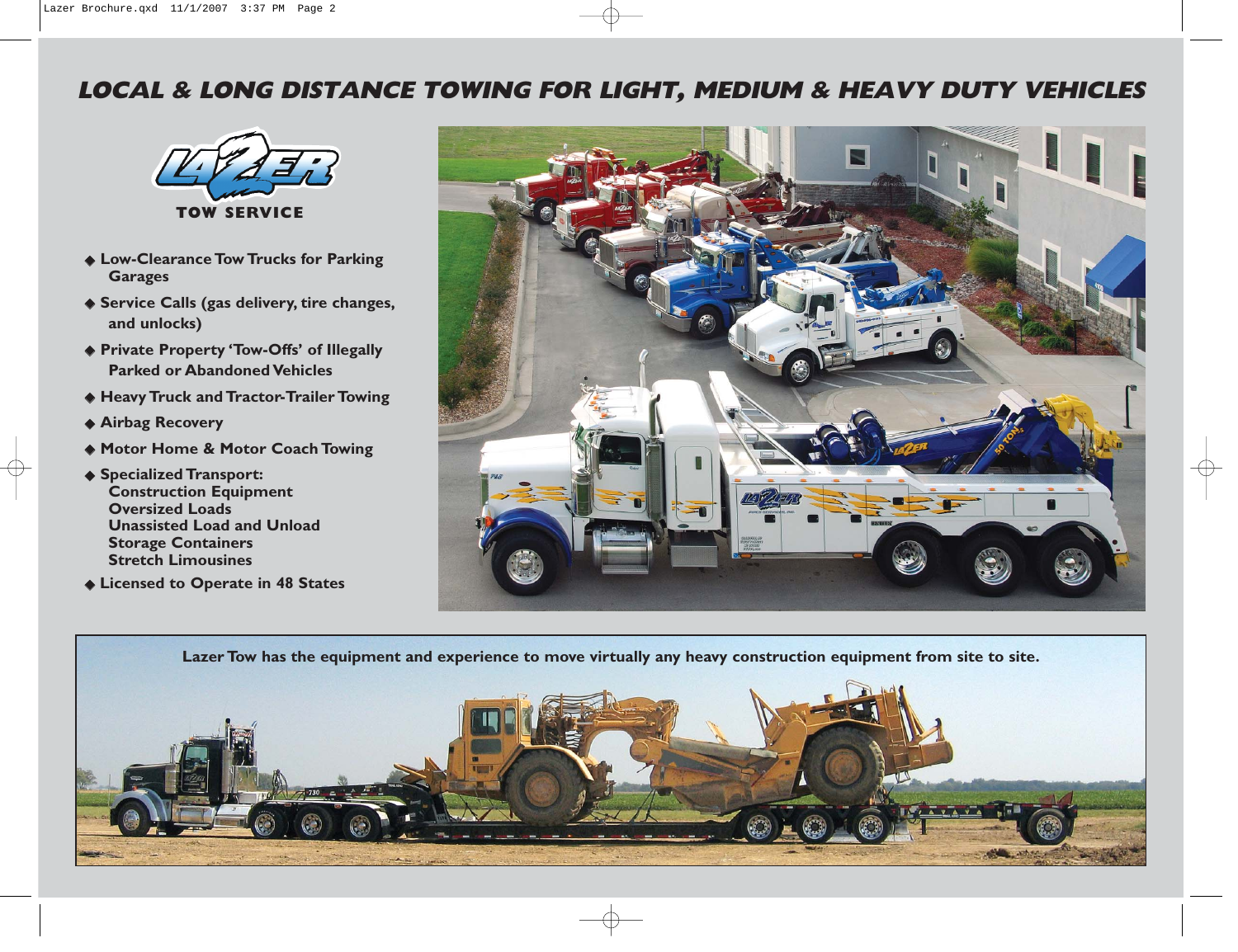# LOCAL & LONG DISTANCE TOWING FOR LIGHT, MEDIUM & HEAVY DUTY VEHICLES

LAZER

**TOW SERVICE**

- **Low-Clearance Tow Trucks for Parking Garages**
- **Service Calls (gas delivery, tire changes, and unlocks)**
- **Private Property 'Tow-Offs' of Illegally Parked or Abandoned Vehicles**
- **Heavy Truck and Tractor-Trailer Towing**
- **Airbag Recovery**
- **Motor Home & Motor Coach Towing**
- **Specialized Transport:**
  **Construction Equipment**
  **Oversized Loads**
  **Unassisted Load and Unload**
  **Storage Containers**
  **Stretch Limousines**
- **Licensed to Operate in 48 States**

**Lazer Tow has the equipment and experience to move virtually any heavy construction equipment from site to site.**